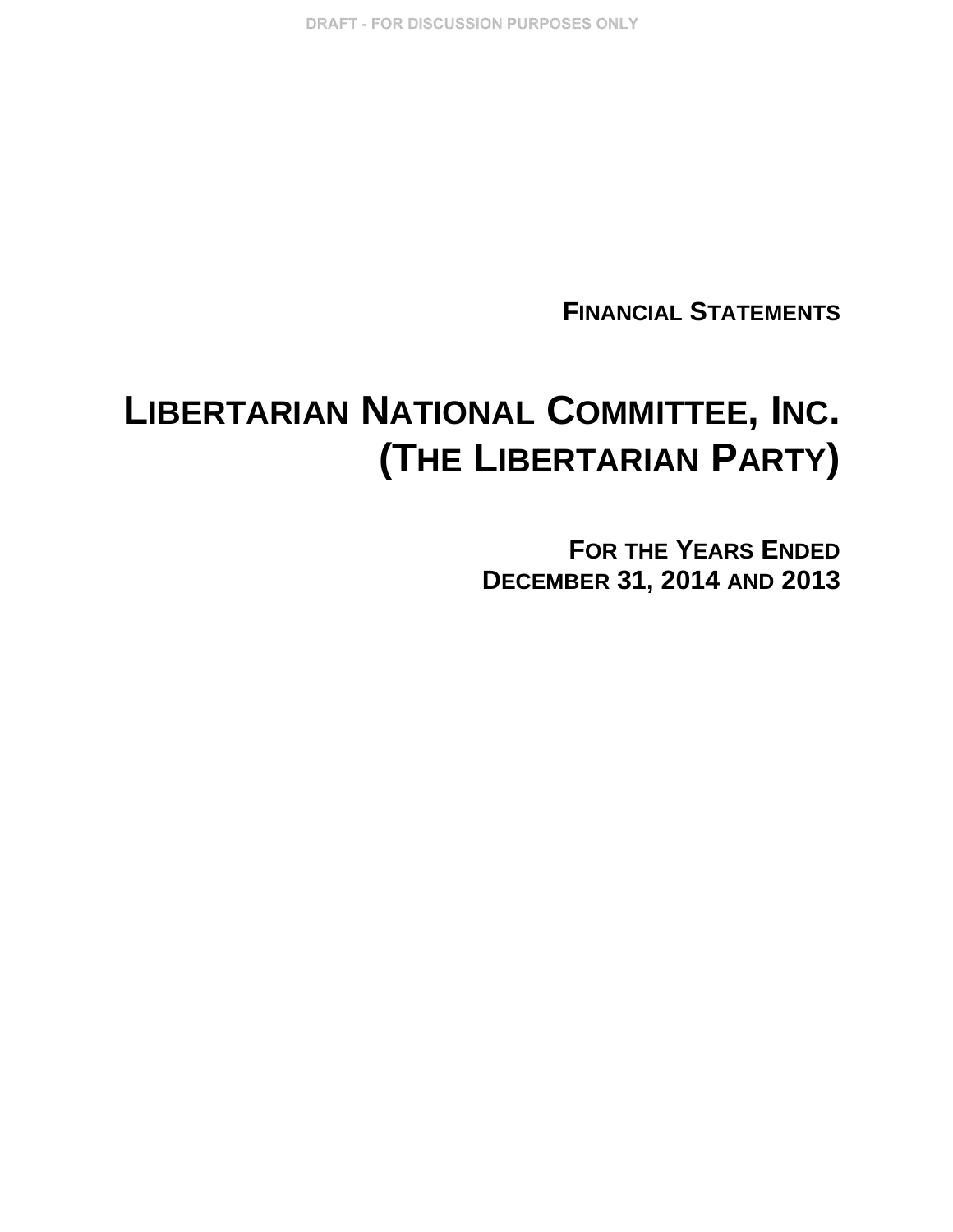DRAFT - FOR DISCUSSION PURPOSES ONLY

**FINANCIAL STATEMENTS**

# LIBERTARIAN NATIONAL COMMITTEE, INC.
# (THE LIBERTARIAN PARTY)

**FOR THE YEARS ENDED**
**DECEMBER 31, 2014 AND 2013**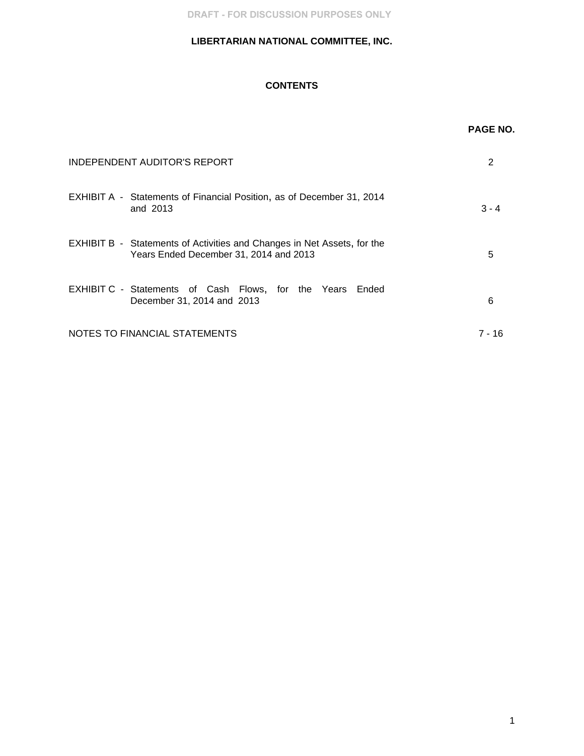DRAFT - FOR DISCUSSION PURPOSES ONLY

# LIBERTARIAN NATIONAL COMMITTEE, INC.

## CONTENTS

| | PAGE NO. |
|---|---|
| INDEPENDENT AUDITOR'S REPORT | 2 |
| EXHIBIT A - Statements of Financial Position, as of December 31, 2014 and 2013 | 3 - 4 |
| EXHIBIT B - Statements of Activities and Changes in Net Assets, for the Years Ended December 31, 2014 and 2013 | 5 |
| EXHIBIT C - Statements of Cash Flows, for the Years Ended December 31, 2014 and 2013 | 6 |
| NOTES TO FINANCIAL STATEMENTS | 7 - 16 |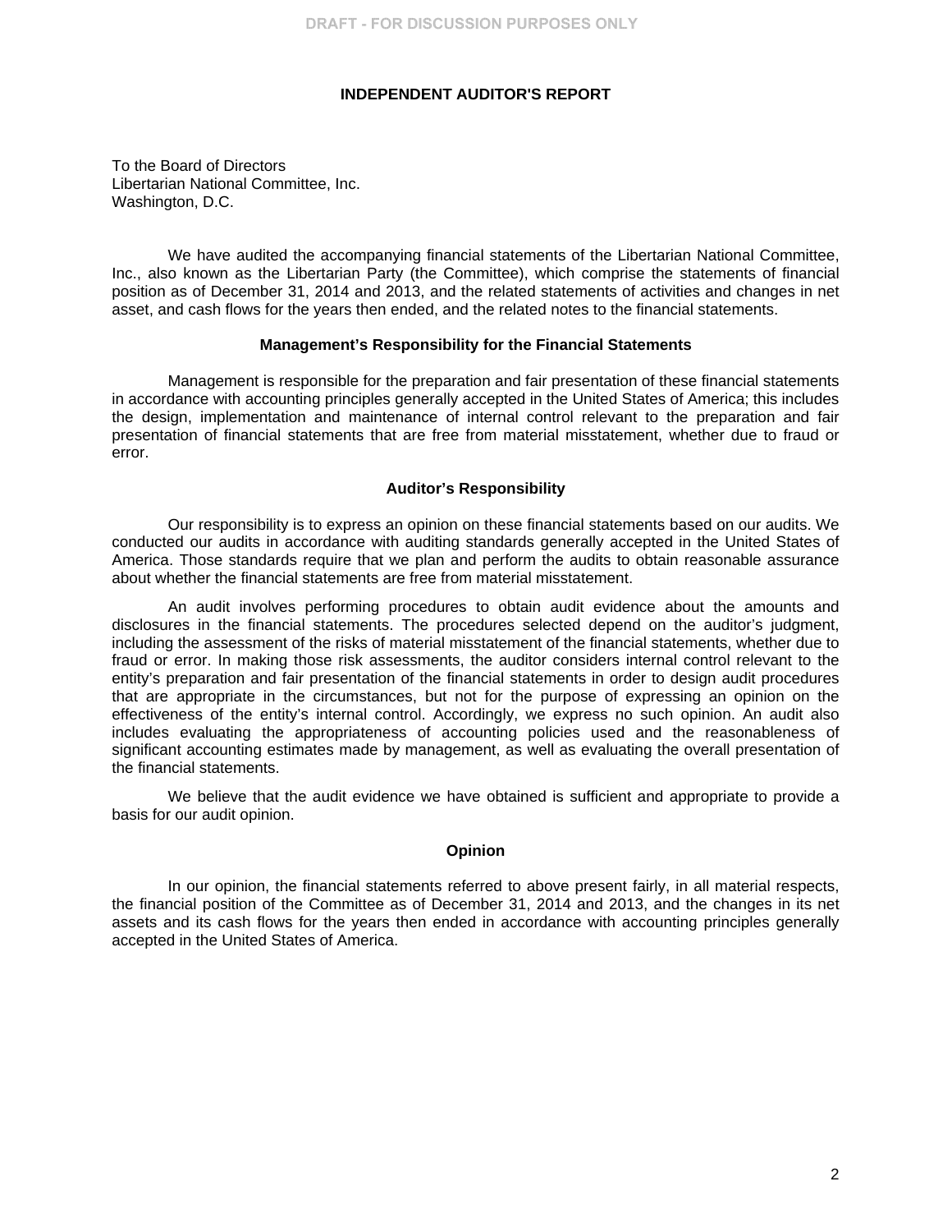DRAFT - FOR DISCUSSION PURPOSES ONLY

# INDEPENDENT AUDITOR'S REPORT

To the Board of Directors
Libertarian National Committee, Inc.
Washington, D.C.

We have audited the accompanying financial statements of the Libertarian National Committee, Inc., also known as the Libertarian Party (the Committee), which comprise the statements of financial position as of December 31, 2014 and 2013, and the related statements of activities and changes in net asset, and cash flows for the years then ended, and the related notes to the financial statements.

## Management's Responsibility for the Financial Statements

Management is responsible for the preparation and fair presentation of these financial statements in accordance with accounting principles generally accepted in the United States of America; this includes the design, implementation and maintenance of internal control relevant to the preparation and fair presentation of financial statements that are free from material misstatement, whether due to fraud or error.

## Auditor's Responsibility

Our responsibility is to express an opinion on these financial statements based on our audits. We conducted our audits in accordance with auditing standards generally accepted in the United States of America. Those standards require that we plan and perform the audits to obtain reasonable assurance about whether the financial statements are free from material misstatement.

An audit involves performing procedures to obtain audit evidence about the amounts and disclosures in the financial statements. The procedures selected depend on the auditor's judgment, including the assessment of the risks of material misstatement of the financial statements, whether due to fraud or error. In making those risk assessments, the auditor considers internal control relevant to the entity's preparation and fair presentation of the financial statements in order to design audit procedures that are appropriate in the circumstances, but not for the purpose of expressing an opinion on the effectiveness of the entity's internal control. Accordingly, we express no such opinion. An audit also includes evaluating the appropriateness of accounting policies used and the reasonableness of significant accounting estimates made by management, as well as evaluating the overall presentation of the financial statements.

We believe that the audit evidence we have obtained is sufficient and appropriate to provide a basis for our audit opinion.

## Opinion

In our opinion, the financial statements referred to above present fairly, in all material respects, the financial position of the Committee as of December 31, 2014 and 2013, and the changes in its net assets and its cash flows for the years then ended in accordance with accounting principles generally accepted in the United States of America.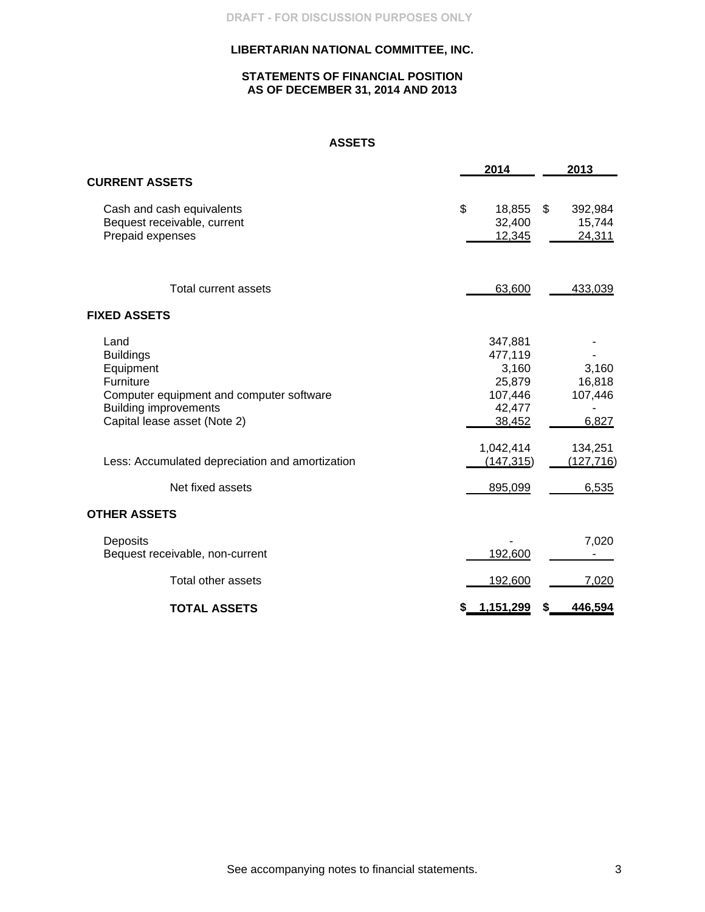DRAFT - FOR DISCUSSION PURPOSES ONLY

# LIBERTARIAN NATIONAL COMMITTEE, INC.

## STATEMENTS OF FINANCIAL POSITION
## AS OF DECEMBER 31, 2014 AND 2013

### ASSETS

| | 2014 | 2013 |
|---|---|---|
| **CURRENT ASSETS** | | |
| Cash and cash equivalents | $ 18,855 | $ 392,984 |
| Bequest receivable, current | 32,400 | 15,744 |
| Prepaid expenses | 12,345 | 24,311 |
| Total current assets | 63,600 | 433,039 |
| **FIXED ASSETS** | | |
| Land | 347,881 | - |
| Buildings | 477,119 | - |
| Equipment | 3,160 | 3,160 |
| Furniture | 25,879 | 16,818 |
| Computer equipment and computer software | 107,446 | 107,446 |
| Building improvements | 42,477 | - |
| Capital lease asset (Note 2) | 38,452 | 6,827 |
| | 1,042,414 | 134,251 |
| Less: Accumulated depreciation and amortization | (147,315) | (127,716) |
| Net fixed assets | 895,099 | 6,535 |
| **OTHER ASSETS** | | |
| Deposits | - | 7,020 |
| Bequest receivable, non-current | 192,600 | - |
| Total other assets | 192,600 | 7,020 |
| **TOTAL ASSETS** | **$ 1,151,299** | **$ 446,594** |

See accompanying notes to financial statements.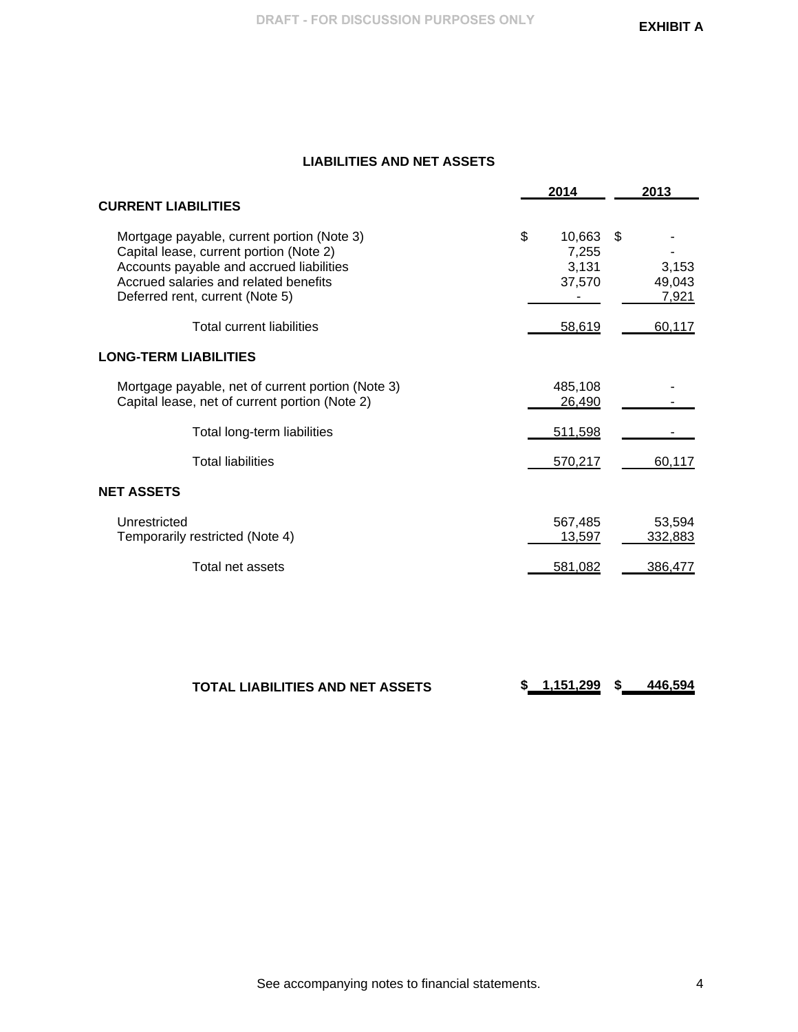DRAFT - FOR DISCUSSION PURPOSES ONLY

**EXHIBIT A**

## LIABILITIES AND NET ASSETS

| | 2014 | 2013 |
|---|---|---|
| **CURRENT LIABILITIES** | | |
| Mortgage payable, current portion (Note 3) | $ 10,663 | $ - |
| Capital lease, current portion (Note 2) | 7,255 | - |
| Accounts payable and accrued liabilities | 3,131 | 3,153 |
| Accrued salaries and related benefits | 37,570 | 49,043 |
| Deferred rent, current (Note 5) | - | 7,921 |
| Total current liabilities | 58,619 | 60,117 |
| **LONG-TERM LIABILITIES** | | |
| Mortgage payable, net of current portion (Note 3) | 485,108 | - |
| Capital lease, net of current portion (Note 2) | 26,490 | - |
| Total long-term liabilities | 511,598 | - |
| Total liabilities | 570,217 | 60,117 |
| **NET ASSETS** | | |
| Unrestricted | 567,485 | 53,594 |
| Temporarily restricted (Note 4) | 13,597 | 332,883 |
| Total net assets | 581,082 | 386,477 |
| **TOTAL LIABILITIES AND NET ASSETS** | **$ 1,151,299** | **$ 446,594** |

See accompanying notes to financial statements.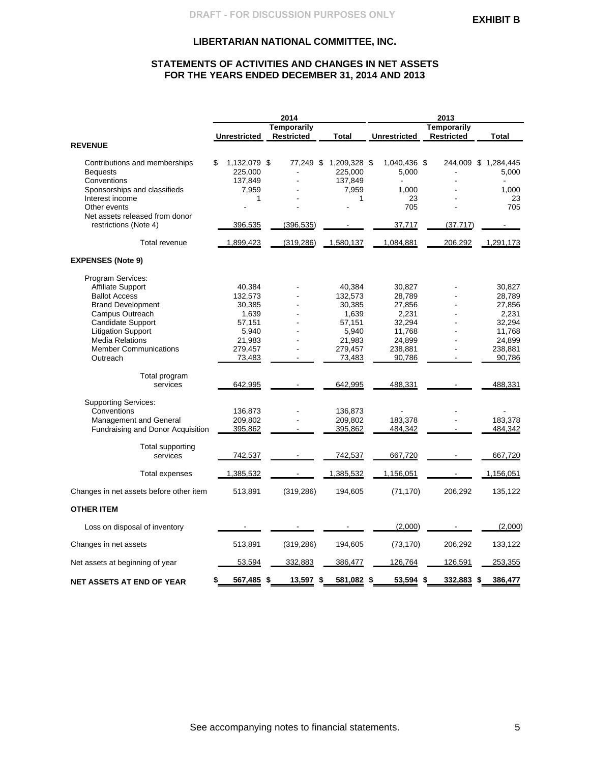DRAFT - FOR DISCUSSION PURPOSES ONLY

**EXHIBIT B**

# LIBERTARIAN NATIONAL COMMITTEE, INC.

## STATEMENTS OF ACTIVITIES AND CHANGES IN NET ASSETS FOR THE YEARS ENDED DECEMBER 31, 2014 AND 2013

| | 2014 | | | 2013 | | |
|---|---|---|---|---|---|---|
| | Unrestricted | Temporarily Restricted | Total | Unrestricted | Temporarily Restricted | Total |
| **REVENUE** | | | | | | |
| Contributions and memberships | $ 1,132,079 | $ 77,249 | $ 1,209,328 | $ 1,040,436 | $ 244,009 | $ 1,284,445 |
| Bequests | 225,000 | - | 225,000 | 5,000 | - | 5,000 |
| Conventions | 137,849 | - | 137,849 | - | - | - |
| Sponsorships and classifieds | 7,959 | - | 7,959 | 1,000 | - | 1,000 |
| Interest income | 1 | - | 1 | 23 | - | 23 |
| Other events | - | - | - | 705 | - | 705 |
| Net assets released from donor restrictions (Note 4) | 396,535 | (396,535) | - | 37,717 | (37,717) | - |
| Total revenue | 1,899,423 | (319,286) | 1,580,137 | 1,084,881 | 206,292 | 1,291,173 |
| **EXPENSES (Note 9)** | | | | | | |
| Program Services: | | | | | | |
| Affiliate Support | 40,384 | - | 40,384 | 30,827 | - | 30,827 |
| Ballot Access | 132,573 | - | 132,573 | 28,789 | - | 28,789 |
| Brand Development | 30,385 | - | 30,385 | 27,856 | - | 27,856 |
| Campus Outreach | 1,639 | - | 1,639 | 2,231 | - | 2,231 |
| Candidate Support | 57,151 | - | 57,151 | 32,294 | - | 32,294 |
| Litigation Support | 5,940 | - | 5,940 | 11,768 | - | 11,768 |
| Media Relations | 21,983 | - | 21,983 | 24,899 | - | 24,899 |
| Member Communications | 279,457 | - | 279,457 | 238,881 | - | 238,881 |
| Outreach | 73,483 | - | 73,483 | 90,786 | - | 90,786 |
| Total program services | 642,995 | - | 642,995 | 488,331 | - | 488,331 |
| Supporting Services: | | | | | | |
| Conventions | 136,873 | - | 136,873 | - | - | - |
| Management and General | 209,802 | - | 209,802 | 183,378 | - | 183,378 |
| Fundraising and Donor Acquisition | 395,862 | - | 395,862 | 484,342 | - | 484,342 |
| Total supporting services | 742,537 | - | 742,537 | 667,720 | - | 667,720 |
| Total expenses | 1,385,532 | - | 1,385,532 | 1,156,051 | - | 1,156,051 |
| Changes in net assets before other item | 513,891 | (319,286) | 194,605 | (71,170) | 206,292 | 135,122 |
| **OTHER ITEM** | | | | | | |
| Loss on disposal of inventory | - | - | - | (2,000) | - | (2,000) |
| Changes in net assets | 513,891 | (319,286) | 194,605 | (73,170) | 206,292 | 133,122 |
| Net assets at beginning of year | 53,594 | 332,883 | 386,477 | 126,764 | 126,591 | 253,355 |
| **NET ASSETS AT END OF YEAR** | $ 567,485 | $ 13,597 | $ 581,082 | $ 53,594 | $ 332,883 | $ 386,477 |

See accompanying notes to financial statements.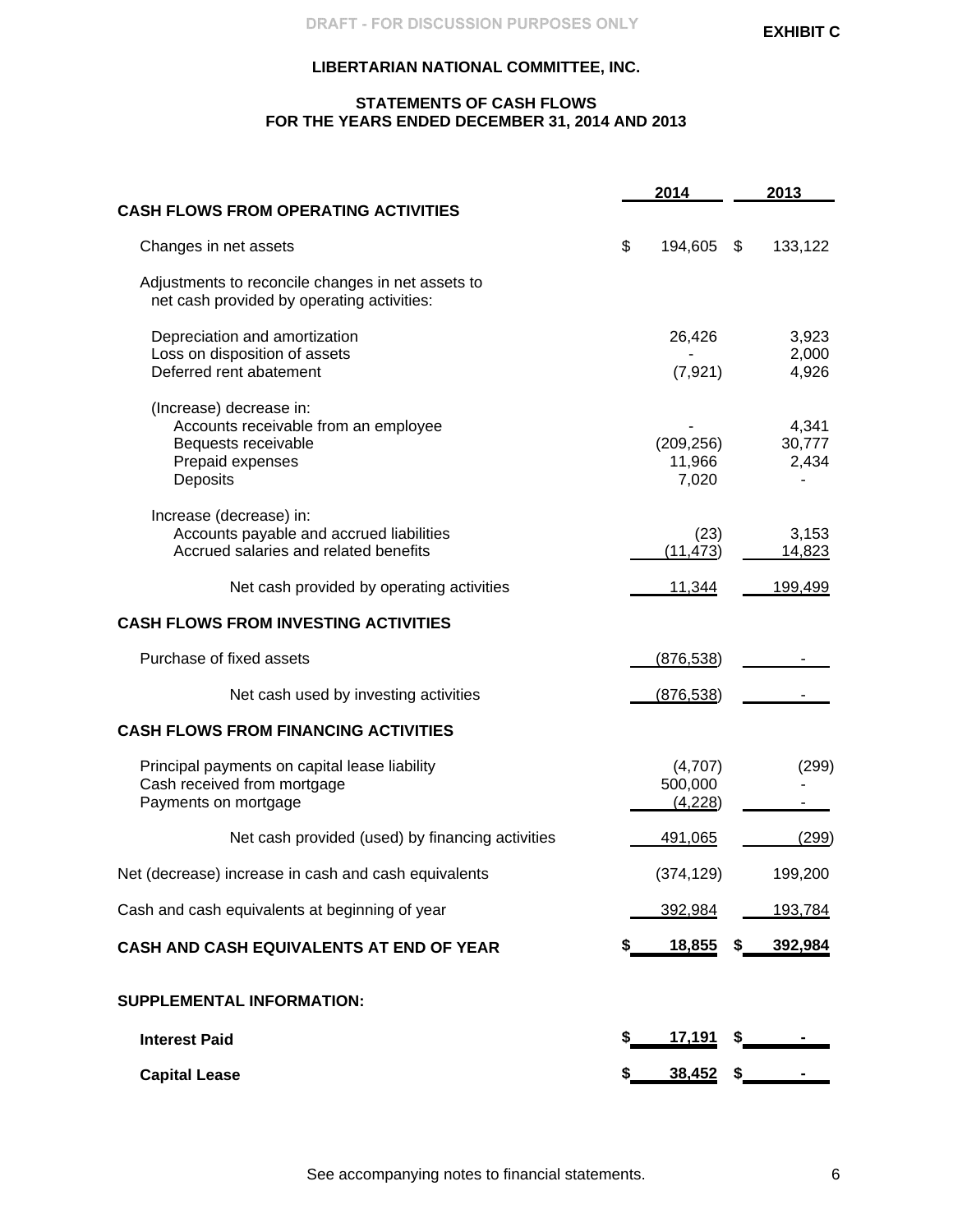DRAFT - FOR DISCUSSION PURPOSES ONLY

**EXHIBIT C**

# LIBERTARIAN NATIONAL COMMITTEE, INC.

## STATEMENTS OF CASH FLOWS
## FOR THE YEARS ENDED DECEMBER 31, 2014 AND 2013

| | 2014 | 2013 |
|---|---|---|
| **CASH FLOWS FROM OPERATING ACTIVITIES** | | |
| Changes in net assets | $ 194,605 | $ 133,122 |
| Adjustments to reconcile changes in net assets to net cash provided by operating activities: | | |
| Depreciation and amortization | 26,426 | 3,923 |
| Loss on disposition of assets | - | 2,000 |
| Deferred rent abatement | (7,921) | 4,926 |
| (Increase) decrease in: | | |
| Accounts receivable from an employee | - | 4,341 |
| Bequests receivable | (209,256) | 30,777 |
| Prepaid expenses | 11,966 | 2,434 |
| Deposits | 7,020 | - |
| Increase (decrease) in: | | |
| Accounts payable and accrued liabilities | (23) | 3,153 |
| Accrued salaries and related benefits | (11,473) | 14,823 |
| Net cash provided by operating activities | 11,344 | 199,499 |
| **CASH FLOWS FROM INVESTING ACTIVITIES** | | |
| Purchase of fixed assets | (876,538) | - |
| Net cash used by investing activities | (876,538) | - |
| **CASH FLOWS FROM FINANCING ACTIVITIES** | | |
| Principal payments on capital lease liability | (4,707) | (299) |
| Cash received from mortgage | 500,000 | - |
| Payments on mortgage | (4,228) | - |
| Net cash provided (used) by financing activities | 491,065 | (299) |
| Net (decrease) increase in cash and cash equivalents | (374,129) | 199,200 |
| Cash and cash equivalents at beginning of year | 392,984 | 193,784 |
| **CASH AND CASH EQUIVALENTS AT END OF YEAR** | **$ 18,855** | **$ 392,984** |
| **SUPPLEMENTAL INFORMATION:** | | |
| **Interest Paid** | **$ 17,191** | **$ -** |
| **Capital Lease** | **$ 38,452** | **$ -** |

See accompanying notes to financial statements.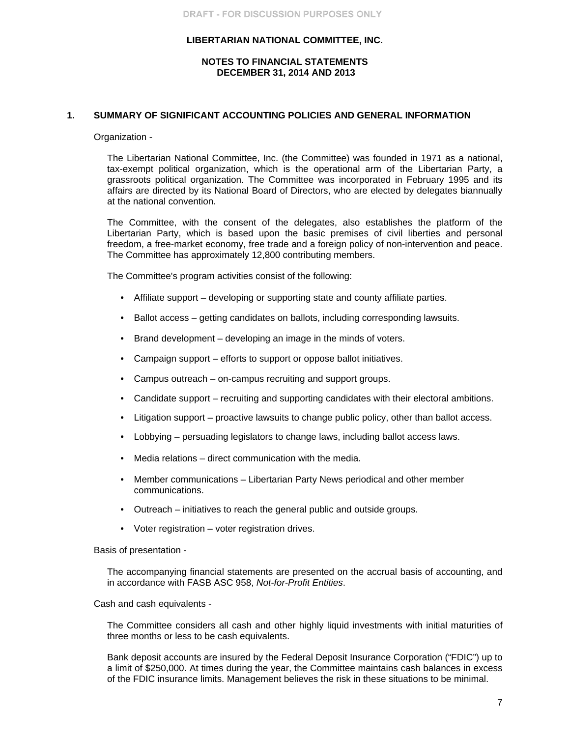DRAFT - FOR DISCUSSION PURPOSES ONLY

**LIBERTARIAN NATIONAL COMMITTEE, INC.**

**NOTES TO FINANCIAL STATEMENTS**
**DECEMBER 31, 2014 AND 2013**

## 1. SUMMARY OF SIGNIFICANT ACCOUNTING POLICIES AND GENERAL INFORMATION

Organization -

The Libertarian National Committee, Inc. (the Committee) was founded in 1971 as a national, tax-exempt political organization, which is the operational arm of the Libertarian Party, a grassroots political organization. The Committee was incorporated in February 1995 and its affairs are directed by its National Board of Directors, who are elected by delegates biannually at the national convention.

The Committee, with the consent of the delegates, also establishes the platform of the Libertarian Party, which is based upon the basic premises of civil liberties and personal freedom, a free-market economy, free trade and a foreign policy of non-intervention and peace. The Committee has approximately 12,800 contributing members.

The Committee's program activities consist of the following:

- Affiliate support – developing or supporting state and county affiliate parties.
- Ballot access – getting candidates on ballots, including corresponding lawsuits.
- Brand development – developing an image in the minds of voters.
- Campaign support – efforts to support or oppose ballot initiatives.
- Campus outreach – on-campus recruiting and support groups.
- Candidate support – recruiting and supporting candidates with their electoral ambitions.
- Litigation support – proactive lawsuits to change public policy, other than ballot access.
- Lobbying – persuading legislators to change laws, including ballot access laws.
- Media relations – direct communication with the media.
- Member communications – Libertarian Party News periodical and other member communications.
- Outreach – initiatives to reach the general public and outside groups.
- Voter registration – voter registration drives.

Basis of presentation -

The accompanying financial statements are presented on the accrual basis of accounting, and in accordance with FASB ASC 958, *Not-for-Profit Entities*.

Cash and cash equivalents -

The Committee considers all cash and other highly liquid investments with initial maturities of three months or less to be cash equivalents.

Bank deposit accounts are insured by the Federal Deposit Insurance Corporation ("FDIC") up to a limit of $250,000. At times during the year, the Committee maintains cash balances in excess of the FDIC insurance limits. Management believes the risk in these situations to be minimal.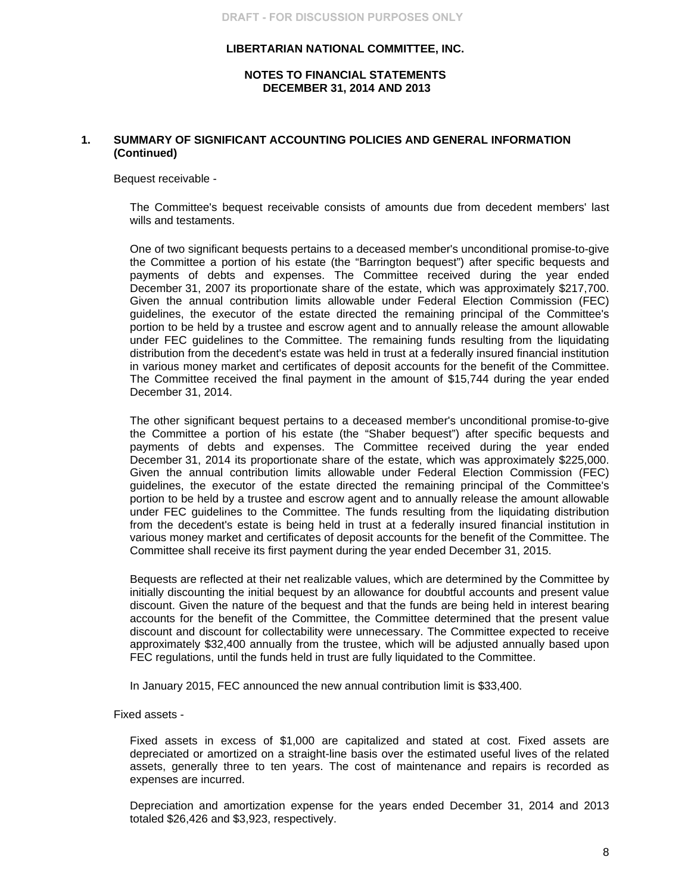DRAFT - FOR DISCUSSION PURPOSES ONLY

**LIBERTARIAN NATIONAL COMMITTEE, INC.**

**NOTES TO FINANCIAL STATEMENTS**
**DECEMBER 31, 2014 AND 2013**

## 1. SUMMARY OF SIGNIFICANT ACCOUNTING POLICIES AND GENERAL INFORMATION (Continued)

Bequest receivable -

The Committee's bequest receivable consists of amounts due from decedent members' last wills and testaments.

One of two significant bequests pertains to a deceased member's unconditional promise-to-give the Committee a portion of his estate (the "Barrington bequest") after specific bequests and payments of debts and expenses. The Committee received during the year ended December 31, 2007 its proportionate share of the estate, which was approximately $217,700. Given the annual contribution limits allowable under Federal Election Commission (FEC) guidelines, the executor of the estate directed the remaining principal of the Committee's portion to be held by a trustee and escrow agent and to annually release the amount allowable under FEC guidelines to the Committee. The remaining funds resulting from the liquidating distribution from the decedent's estate was held in trust at a federally insured financial institution in various money market and certificates of deposit accounts for the benefit of the Committee. The Committee received the final payment in the amount of $15,744 during the year ended December 31, 2014.

The other significant bequest pertains to a deceased member's unconditional promise-to-give the Committee a portion of his estate (the "Shaber bequest") after specific bequests and payments of debts and expenses. The Committee received during the year ended December 31, 2014 its proportionate share of the estate, which was approximately $225,000. Given the annual contribution limits allowable under Federal Election Commission (FEC) guidelines, the executor of the estate directed the remaining principal of the Committee's portion to be held by a trustee and escrow agent and to annually release the amount allowable under FEC guidelines to the Committee. The funds resulting from the liquidating distribution from the decedent's estate is being held in trust at a federally insured financial institution in various money market and certificates of deposit accounts for the benefit of the Committee. The Committee shall receive its first payment during the year ended December 31, 2015.

Bequests are reflected at their net realizable values, which are determined by the Committee by initially discounting the initial bequest by an allowance for doubtful accounts and present value discount. Given the nature of the bequest and that the funds are being held in interest bearing accounts for the benefit of the Committee, the Committee determined that the present value discount and discount for collectability were unnecessary. The Committee expected to receive approximately $32,400 annually from the trustee, which will be adjusted annually based upon FEC regulations, until the funds held in trust are fully liquidated to the Committee.

In January 2015, FEC announced the new annual contribution limit is $33,400.

Fixed assets -

Fixed assets in excess of $1,000 are capitalized and stated at cost. Fixed assets are depreciated or amortized on a straight-line basis over the estimated useful lives of the related assets, generally three to ten years. The cost of maintenance and repairs is recorded as expenses are incurred.

Depreciation and amortization expense for the years ended December 31, 2014 and 2013 totaled $26,426 and $3,923, respectively.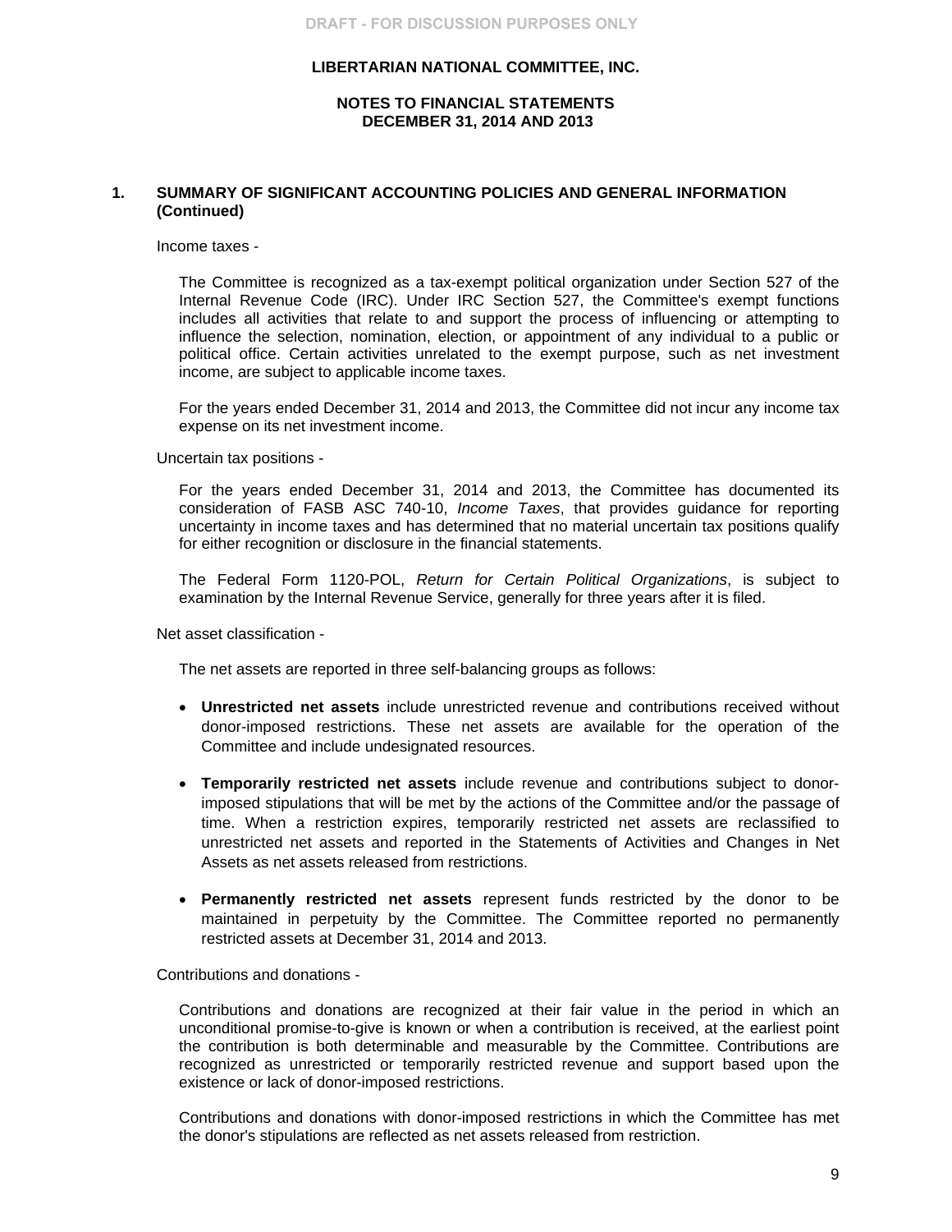DRAFT - FOR DISCUSSION PURPOSES ONLY

**LIBERTARIAN NATIONAL COMMITTEE, INC.**

**NOTES TO FINANCIAL STATEMENTS**
**DECEMBER 31, 2014 AND 2013**

## 1. SUMMARY OF SIGNIFICANT ACCOUNTING POLICIES AND GENERAL INFORMATION (Continued)

Income taxes -

The Committee is recognized as a tax-exempt political organization under Section 527 of the Internal Revenue Code (IRC). Under IRC Section 527, the Committee's exempt functions includes all activities that relate to and support the process of influencing or attempting to influence the selection, nomination, election, or appointment of any individual to a public or political office. Certain activities unrelated to the exempt purpose, such as net investment income, are subject to applicable income taxes.

For the years ended December 31, 2014 and 2013, the Committee did not incur any income tax expense on its net investment income.

Uncertain tax positions -

For the years ended December 31, 2014 and 2013, the Committee has documented its consideration of FASB ASC 740-10, *Income Taxes*, that provides guidance for reporting uncertainty in income taxes and has determined that no material uncertain tax positions qualify for either recognition or disclosure in the financial statements.

The Federal Form 1120-POL, *Return for Certain Political Organizations*, is subject to examination by the Internal Revenue Service, generally for three years after it is filed.

Net asset classification -

The net assets are reported in three self-balancing groups as follows:

- **Unrestricted net assets** include unrestricted revenue and contributions received without donor-imposed restrictions. These net assets are available for the operation of the Committee and include undesignated resources.
- **Temporarily restricted net assets** include revenue and contributions subject to donor-imposed stipulations that will be met by the actions of the Committee and/or the passage of time. When a restriction expires, temporarily restricted net assets are reclassified to unrestricted net assets and reported in the Statements of Activities and Changes in Net Assets as net assets released from restrictions.
- **Permanently restricted net assets** represent funds restricted by the donor to be maintained in perpetuity by the Committee. The Committee reported no permanently restricted assets at December 31, 2014 and 2013.

Contributions and donations -

Contributions and donations are recognized at their fair value in the period in which an unconditional promise-to-give is known or when a contribution is received, at the earliest point the contribution is both determinable and measurable by the Committee. Contributions are recognized as unrestricted or temporarily restricted revenue and support based upon the existence or lack of donor-imposed restrictions.

Contributions and donations with donor-imposed restrictions in which the Committee has met the donor's stipulations are reflected as net assets released from restriction.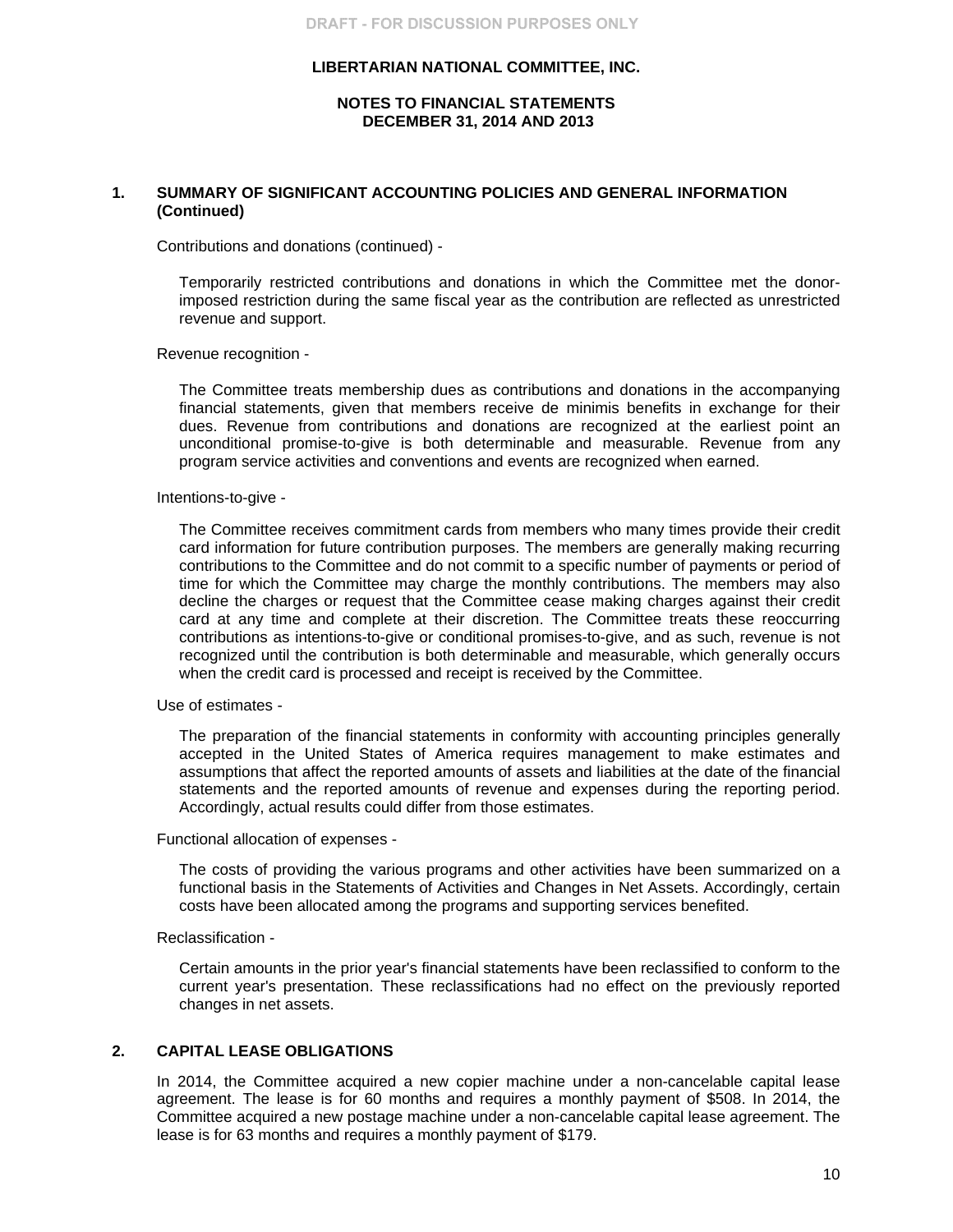**LIBERTARIAN NATIONAL COMMITTEE, INC.**

**NOTES TO FINANCIAL STATEMENTS**
**DECEMBER 31, 2014 AND 2013**

## 1. SUMMARY OF SIGNIFICANT ACCOUNTING POLICIES AND GENERAL INFORMATION (Continued)

Contributions and donations (continued) -

Temporarily restricted contributions and donations in which the Committee met the donor-imposed restriction during the same fiscal year as the contribution are reflected as unrestricted revenue and support.

Revenue recognition -

The Committee treats membership dues as contributions and donations in the accompanying financial statements, given that members receive de minimis benefits in exchange for their dues. Revenue from contributions and donations are recognized at the earliest point an unconditional promise-to-give is both determinable and measurable. Revenue from any program service activities and conventions and events are recognized when earned.

Intentions-to-give -

The Committee receives commitment cards from members who many times provide their credit card information for future contribution purposes. The members are generally making recurring contributions to the Committee and do not commit to a specific number of payments or period of time for which the Committee may charge the monthly contributions. The members may also decline the charges or request that the Committee cease making charges against their credit card at any time and complete at their discretion. The Committee treats these reoccurring contributions as intentions-to-give or conditional promises-to-give, and as such, revenue is not recognized until the contribution is both determinable and measurable, which generally occurs when the credit card is processed and receipt is received by the Committee.

Use of estimates -

The preparation of the financial statements in conformity with accounting principles generally accepted in the United States of America requires management to make estimates and assumptions that affect the reported amounts of assets and liabilities at the date of the financial statements and the reported amounts of revenue and expenses during the reporting period. Accordingly, actual results could differ from those estimates.

Functional allocation of expenses -

The costs of providing the various programs and other activities have been summarized on a functional basis in the Statements of Activities and Changes in Net Assets. Accordingly, certain costs have been allocated among the programs and supporting services benefited.

Reclassification -

Certain amounts in the prior year's financial statements have been reclassified to conform to the current year's presentation. These reclassifications had no effect on the previously reported changes in net assets.

## 2. CAPITAL LEASE OBLIGATIONS

In 2014, the Committee acquired a new copier machine under a non-cancelable capital lease agreement. The lease is for 60 months and requires a monthly payment of $508. In 2014, the Committee acquired a new postage machine under a non-cancelable capital lease agreement. The lease is for 63 months and requires a monthly payment of $179.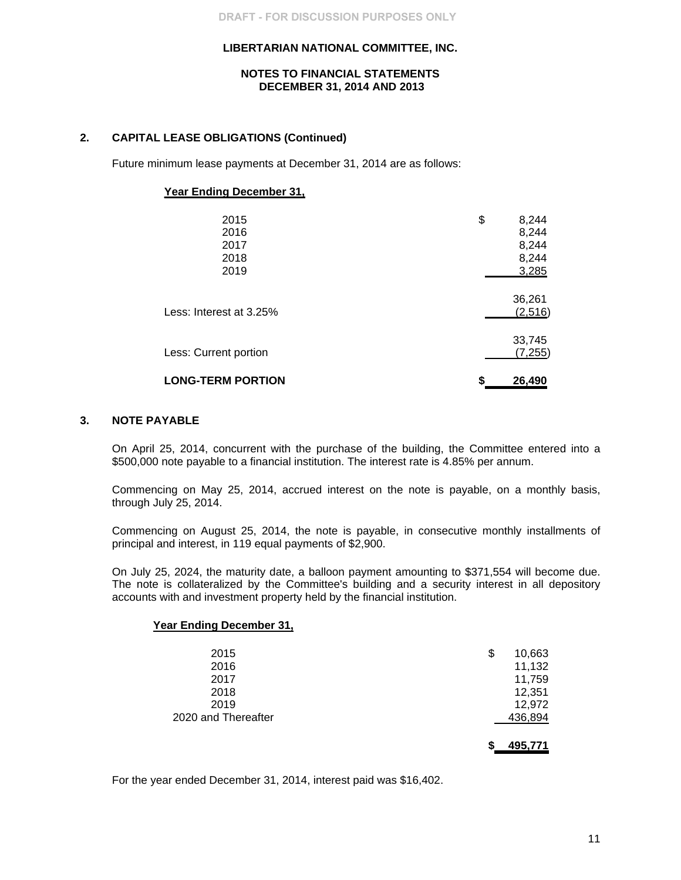DRAFT - FOR DISCUSSION PURPOSES ONLY

**LIBERTARIAN NATIONAL COMMITTEE, INC.**

**NOTES TO FINANCIAL STATEMENTS**
**DECEMBER 31, 2014 AND 2013**

## 2. CAPITAL LEASE OBLIGATIONS (Continued)

Future minimum lease payments at December 31, 2014 are as follows:

| Year Ending December 31, | |
|---|---|
| 2015 | $ 8,244 |
| 2016 | 8,244 |
| 2017 | 8,244 |
| 2018 | 8,244 |
| 2019 | 3,285 |
| | 36,261 |
| Less: Interest at 3.25% | (2,516) |
| | 33,745 |
| Less: Current portion | (7,255) |
| **LONG-TERM PORTION** | **$ 26,490** |

## 3. NOTE PAYABLE

On April 25, 2014, concurrent with the purchase of the building, the Committee entered into a $500,000 note payable to a financial institution. The interest rate is 4.85% per annum.

Commencing on May 25, 2014, accrued interest on the note is payable, on a monthly basis, through July 25, 2014.

Commencing on August 25, 2014, the note is payable, in consecutive monthly installments of principal and interest, in 119 equal payments of $2,900.

On July 25, 2024, the maturity date, a balloon payment amounting to $371,554 will become due. The note is collateralized by the Committee's building and a security interest in all depository accounts with and investment property held by the financial institution.

| Year Ending December 31, | |
|---|---|
| 2015 | $ 10,663 |
| 2016 | 11,132 |
| 2017 | 11,759 |
| 2018 | 12,351 |
| 2019 | 12,972 |
| 2020 and Thereafter | 436,894 |
| | **$ 495,771** |

For the year ended December 31, 2014, interest paid was $16,402.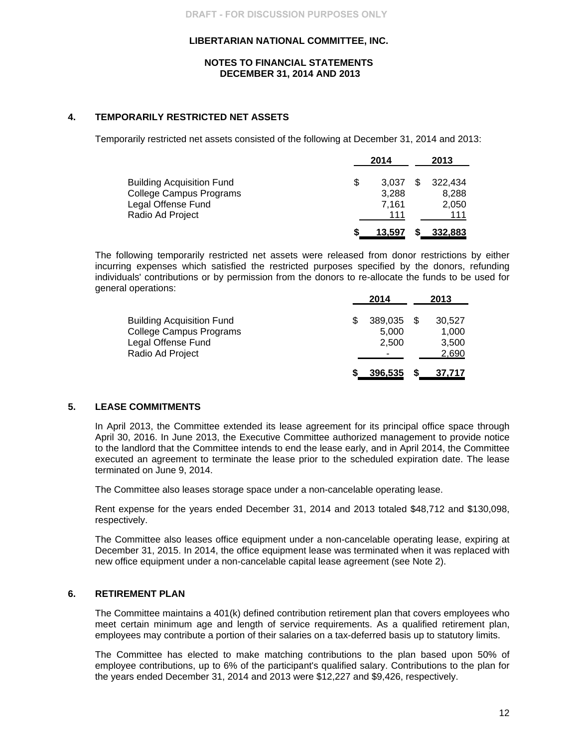DRAFT - FOR DISCUSSION PURPOSES ONLY

**LIBERTARIAN NATIONAL COMMITTEE, INC.**

**NOTES TO FINANCIAL STATEMENTS**
**DECEMBER 31, 2014 AND 2013**

## 4. TEMPORARILY RESTRICTED NET ASSETS

Temporarily restricted net assets consisted of the following at December 31, 2014 and 2013:

| | 2014 | 2013 |
|---|---|---|
| Building Acquisition Fund | $ 3,037 | $ 322,434 |
| College Campus Programs | 3,288 | 8,288 |
| Legal Offense Fund | 7,161 | 2,050 |
| Radio Ad Project | 111 | 111 |
| | $ 13,597 | $ 332,883 |

The following temporarily restricted net assets were released from donor restrictions by either incurring expenses which satisfied the restricted purposes specified by the donors, refunding individuals' contributions or by permission from the donors to re-allocate the funds to be used for general operations:

| | 2014 | 2013 |
|---|---|---|
| Building Acquisition Fund | $ 389,035 | $ 30,527 |
| College Campus Programs | 5,000 | 1,000 |
| Legal Offense Fund | 2,500 | 3,500 |
| Radio Ad Project | - | 2,690 |
| | $ 396,535 | $ 37,717 |

## 5. LEASE COMMITMENTS

In April 2013, the Committee extended its lease agreement for its principal office space through April 30, 2016. In June 2013, the Executive Committee authorized management to provide notice to the landlord that the Committee intends to end the lease early, and in April 2014, the Committee executed an agreement to terminate the lease prior to the scheduled expiration date. The lease terminated on June 9, 2014.

The Committee also leases storage space under a non-cancelable operating lease.

Rent expense for the years ended December 31, 2014 and 2013 totaled $48,712 and $130,098, respectively.

The Committee also leases office equipment under a non-cancelable operating lease, expiring at December 31, 2015. In 2014, the office equipment lease was terminated when it was replaced with new office equipment under a non-cancelable capital lease agreement (see Note 2).

## 6. RETIREMENT PLAN

The Committee maintains a 401(k) defined contribution retirement plan that covers employees who meet certain minimum age and length of service requirements. As a qualified retirement plan, employees may contribute a portion of their salaries on a tax-deferred basis up to statutory limits.

The Committee has elected to make matching contributions to the plan based upon 50% of employee contributions, up to 6% of the participant's qualified salary. Contributions to the plan for the years ended December 31, 2014 and 2013 were $12,227 and $9,426, respectively.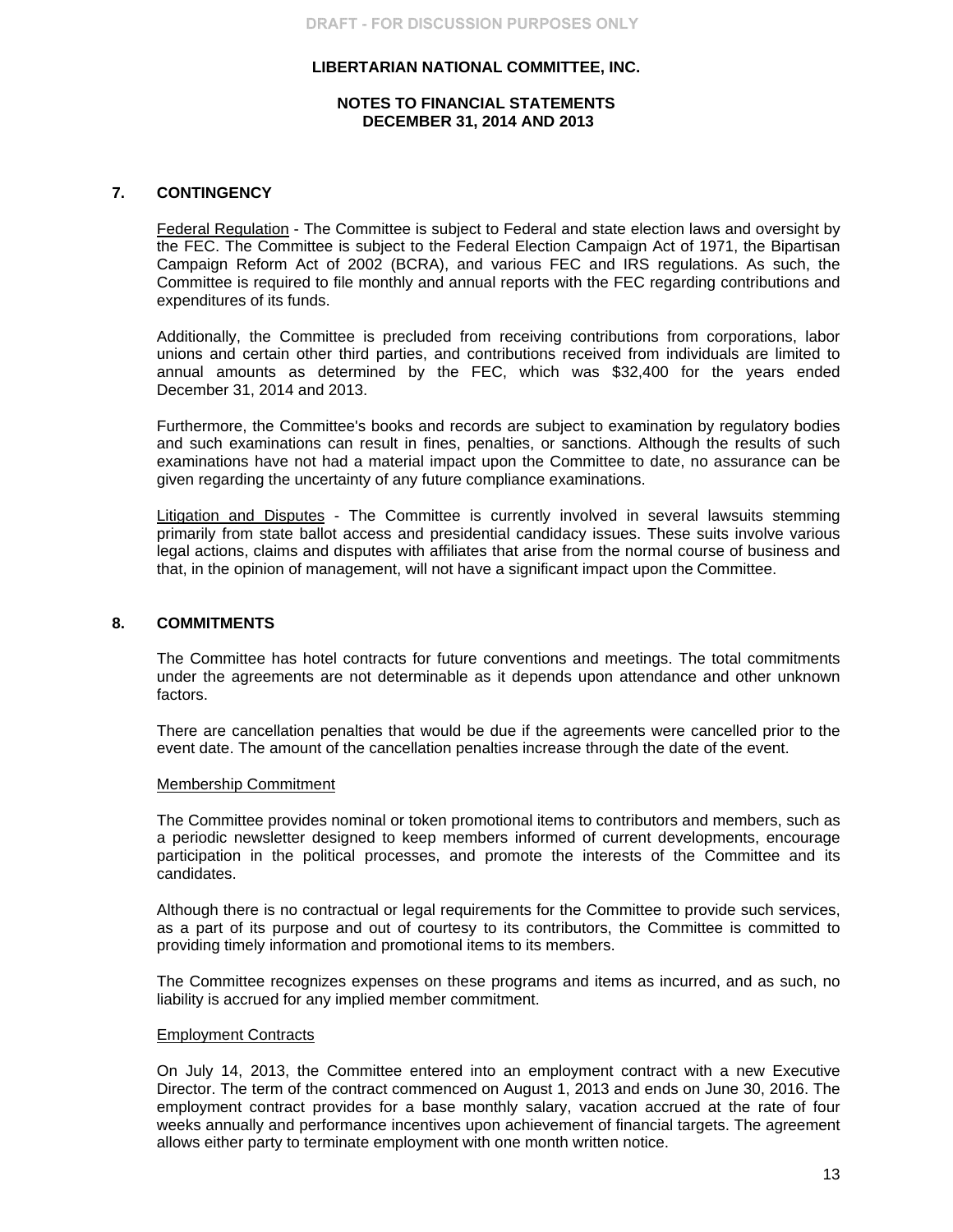DRAFT - FOR DISCUSSION PURPOSES ONLY

**LIBERTARIAN NATIONAL COMMITTEE, INC.**

**NOTES TO FINANCIAL STATEMENTS**
**DECEMBER 31, 2014 AND 2013**

## 7. CONTINGENCY

Federal Regulation - The Committee is subject to Federal and state election laws and oversight by the FEC. The Committee is subject to the Federal Election Campaign Act of 1971, the Bipartisan Campaign Reform Act of 2002 (BCRA), and various FEC and IRS regulations. As such, the Committee is required to file monthly and annual reports with the FEC regarding contributions and expenditures of its funds.

Additionally, the Committee is precluded from receiving contributions from corporations, labor unions and certain other third parties, and contributions received from individuals are limited to annual amounts as determined by the FEC, which was $32,400 for the years ended December 31, 2014 and 2013.

Furthermore, the Committee's books and records are subject to examination by regulatory bodies and such examinations can result in fines, penalties, or sanctions. Although the results of such examinations have not had a material impact upon the Committee to date, no assurance can be given regarding the uncertainty of any future compliance examinations.

Litigation and Disputes - The Committee is currently involved in several lawsuits stemming primarily from state ballot access and presidential candidacy issues. These suits involve various legal actions, claims and disputes with affiliates that arise from the normal course of business and that, in the opinion of management, will not have a significant impact upon the Committee.

## 8. COMMITMENTS

The Committee has hotel contracts for future conventions and meetings. The total commitments under the agreements are not determinable as it depends upon attendance and other unknown factors.

There are cancellation penalties that would be due if the agreements were cancelled prior to the event date. The amount of the cancellation penalties increase through the date of the event.

### Membership Commitment

The Committee provides nominal or token promotional items to contributors and members, such as a periodic newsletter designed to keep members informed of current developments, encourage participation in the political processes, and promote the interests of the Committee and its candidates.

Although there is no contractual or legal requirements for the Committee to provide such services, as a part of its purpose and out of courtesy to its contributors, the Committee is committed to providing timely information and promotional items to its members.

The Committee recognizes expenses on these programs and items as incurred, and as such, no liability is accrued for any implied member commitment.

### Employment Contracts

On July 14, 2013, the Committee entered into an employment contract with a new Executive Director. The term of the contract commenced on August 1, 2013 and ends on June 30, 2016. The employment contract provides for a base monthly salary, vacation accrued at the rate of four weeks annually and performance incentives upon achievement of financial targets. The agreement allows either party to terminate employment with one month written notice.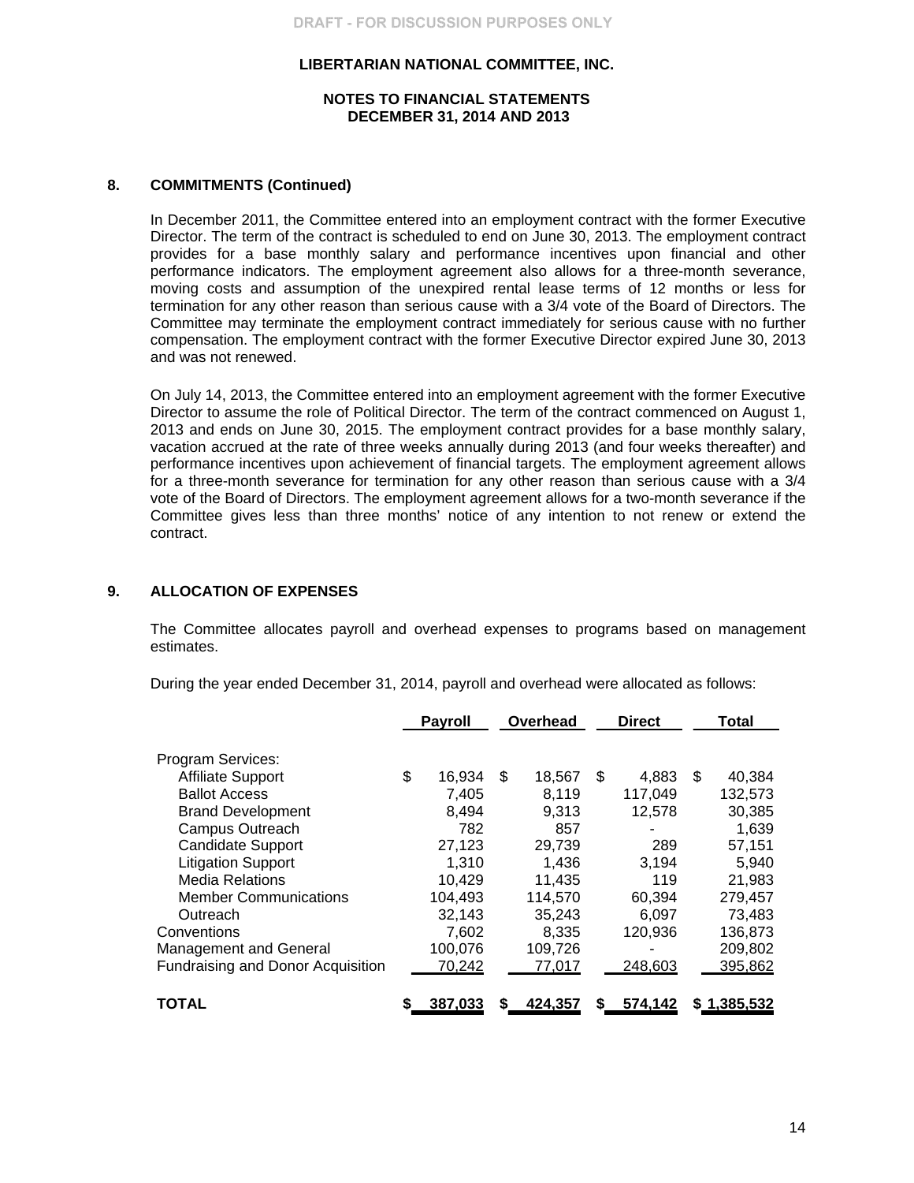DRAFT - FOR DISCUSSION PURPOSES ONLY

**LIBERTARIAN NATIONAL COMMITTEE, INC.**

**NOTES TO FINANCIAL STATEMENTS**
**DECEMBER 31, 2014 AND 2013**

## 8. COMMITMENTS (Continued)

In December 2011, the Committee entered into an employment contract with the former Executive Director. The term of the contract is scheduled to end on June 30, 2013. The employment contract provides for a base monthly salary and performance incentives upon financial and other performance indicators. The employment agreement also allows for a three-month severance, moving costs and assumption of the unexpired rental lease terms of 12 months or less for termination for any other reason than serious cause with a 3/4 vote of the Board of Directors. The Committee may terminate the employment contract immediately for serious cause with no further compensation. The employment contract with the former Executive Director expired June 30, 2013 and was not renewed.

On July 14, 2013, the Committee entered into an employment agreement with the former Executive Director to assume the role of Political Director. The term of the contract commenced on August 1, 2013 and ends on June 30, 2015. The employment contract provides for a base monthly salary, vacation accrued at the rate of three weeks annually during 2013 (and four weeks thereafter) and performance incentives upon achievement of financial targets. The employment agreement allows for a three-month severance for termination for any other reason than serious cause with a 3/4 vote of the Board of Directors. The employment agreement allows for a two-month severance if the Committee gives less than three months' notice of any intention to not renew or extend the contract.

## 9. ALLOCATION OF EXPENSES

The Committee allocates payroll and overhead expenses to programs based on management estimates.

During the year ended December 31, 2014, payroll and overhead were allocated as follows:

| | Payroll | Overhead | Direct | Total |
|---|---|---|---|---|
| Program Services: | | | | |
| Affiliate Support | $ 16,934 | $ 18,567 | $ 4,883 | $ 40,384 |
| Ballot Access | 7,405 | 8,119 | 117,049 | 132,573 |
| Brand Development | 8,494 | 9,313 | 12,578 | 30,385 |
| Campus Outreach | 782 | 857 | - | 1,639 |
| Candidate Support | 27,123 | 29,739 | 289 | 57,151 |
| Litigation Support | 1,310 | 1,436 | 3,194 | 5,940 |
| Media Relations | 10,429 | 11,435 | 119 | 21,983 |
| Member Communications | 104,493 | 114,570 | 60,394 | 279,457 |
| Outreach | 32,143 | 35,243 | 6,097 | 73,483 |
| Conventions | 7,602 | 8,335 | 120,936 | 136,873 |
| Management and General | 100,076 | 109,726 | - | 209,802 |
| Fundraising and Donor Acquisition | 70,242 | 77,017 | 248,603 | 395,862 |
| **TOTAL** | **$ 387,033** | **$ 424,357** | **$ 574,142** | **$ 1,385,532** |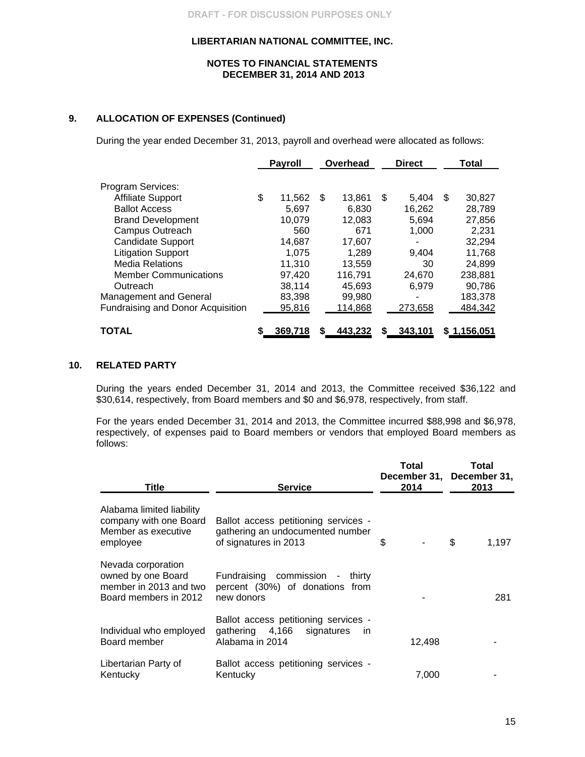DRAFT - FOR DISCUSSION PURPOSES ONLY

**LIBERTARIAN NATIONAL COMMITTEE, INC.**

**NOTES TO FINANCIAL STATEMENTS**
**DECEMBER 31, 2014 AND 2013**

## 9. ALLOCATION OF EXPENSES (Continued)

During the year ended December 31, 2013, payroll and overhead were allocated as follows:

| | Payroll | Overhead | Direct | Total |
|---|---|---|---|---|
| Program Services: | | | | |
| Affiliate Support | $ 11,562 | $ 13,861 | $ 5,404 | $ 30,827 |
| Ballot Access | 5,697 | 6,830 | 16,262 | 28,789 |
| Brand Development | 10,079 | 12,083 | 5,694 | 27,856 |
| Campus Outreach | 560 | 671 | 1,000 | 2,231 |
| Candidate Support | 14,687 | 17,607 | - | 32,294 |
| Litigation Support | 1,075 | 1,289 | 9,404 | 11,768 |
| Media Relations | 11,310 | 13,559 | 30 | 24,899 |
| Member Communications | 97,420 | 116,791 | 24,670 | 238,881 |
| Outreach | 38,114 | 45,693 | 6,979 | 90,786 |
| Management and General | 83,398 | 99,980 | - | 183,378 |
| Fundraising and Donor Acquisition | 95,816 | 114,868 | 273,658 | 484,342 |
| **TOTAL** | **$ 369,718** | **$ 443,232** | **$ 343,101** | **$ 1,156,051** |

## 10. RELATED PARTY

During the years ended December 31, 2014 and 2013, the Committee received $36,122 and $30,614, respectively, from Board members and $0 and $6,978, respectively, from staff.

For the years ended December 31, 2014 and 2013, the Committee incurred $88,998 and $6,978, respectively, of expenses paid to Board members or vendors that employed Board members as follows:

| Title | Service | Total December 31, 2014 | Total December 31, 2013 |
|---|---|---|---|
| Alabama limited liability company with one Board Member as executive employee | Ballot access petitioning services - gathering an undocumented number of signatures in 2013 | $ - | $ 1,197 |
| Nevada corporation owned by one Board member in 2013 and two Board members in 2012 | Fundraising commission - thirty percent (30%) of donations from new donors | - | 281 |
| Individual who employed Board member | Ballot access petitioning services - gathering 4,166 signatures in Alabama in 2014 | 12,498 | - |
| Libertarian Party of Kentucky | Ballot access petitioning services - Kentucky | 7,000 | - |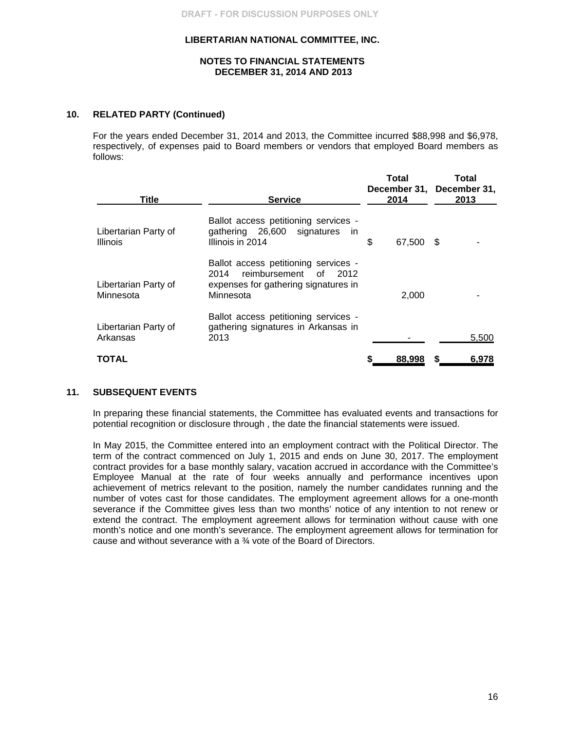DRAFT - FOR DISCUSSION PURPOSES ONLY

**LIBERTARIAN NATIONAL COMMITTEE, INC.**

**NOTES TO FINANCIAL STATEMENTS**
**DECEMBER 31, 2014 AND 2013**

## 10. RELATED PARTY (Continued)

For the years ended December 31, 2014 and 2013, the Committee incurred \$88,998 and \$6,978, respectively, of expenses paid to Board members or vendors that employed Board members as follows:

| Title | Service | Total December 31, 2014 | Total December 31, 2013 |
|---|---|---|---|
| Libertarian Party of Illinois | Ballot access petitioning services - gathering 26,600 signatures in Illinois in 2014 | \$ 67,500 | \$ - |
| Libertarian Party of Minnesota | Ballot access petitioning services - 2014 reimbursement of 2012 expenses for gathering signatures in Minnesota | 2,000 | - |
| Libertarian Party of Arkansas | Ballot access petitioning services - gathering signatures in Arkansas in 2013 | - | 5,500 |
| **TOTAL** | | **\$ 88,998** | **\$ 6,978** |

## 11. SUBSEQUENT EVENTS

In preparing these financial statements, the Committee has evaluated events and transactions for potential recognition or disclosure through , the date the financial statements were issued.

In May 2015, the Committee entered into an employment contract with the Political Director. The term of the contract commenced on July 1, 2015 and ends on June 30, 2017. The employment contract provides for a base monthly salary, vacation accrued in accordance with the Committee's Employee Manual at the rate of four weeks annually and performance incentives upon achievement of metrics relevant to the position, namely the number candidates running and the number of votes cast for those candidates. The employment agreement allows for a one-month severance if the Committee gives less than two months' notice of any intention to not renew or extend the contract. The employment agreement allows for termination without cause with one month's notice and one month's severance. The employment agreement allows for termination for cause and without severance with a ¾ vote of the Board of Directors.